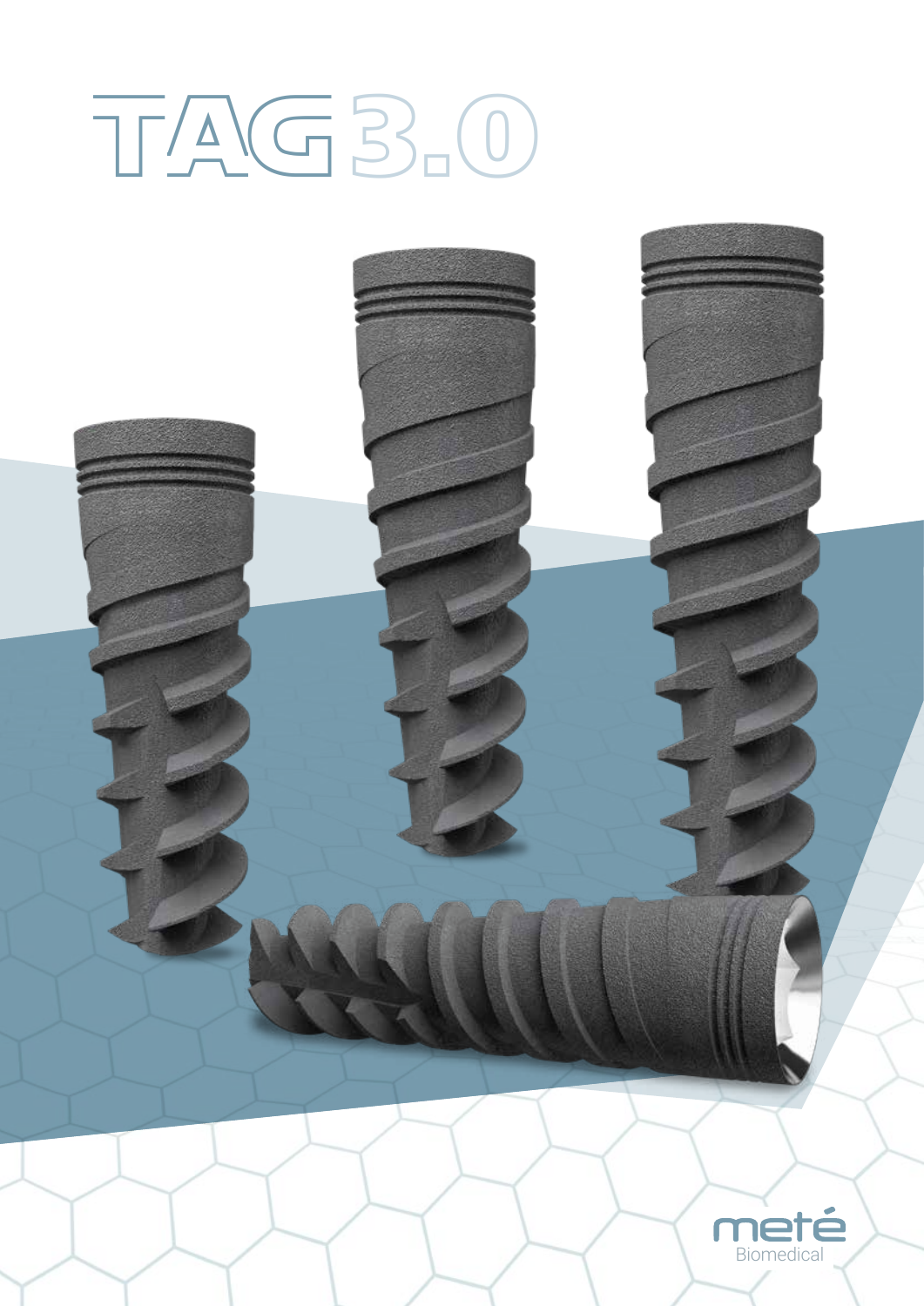# TAG 3.0

meté
Biomedical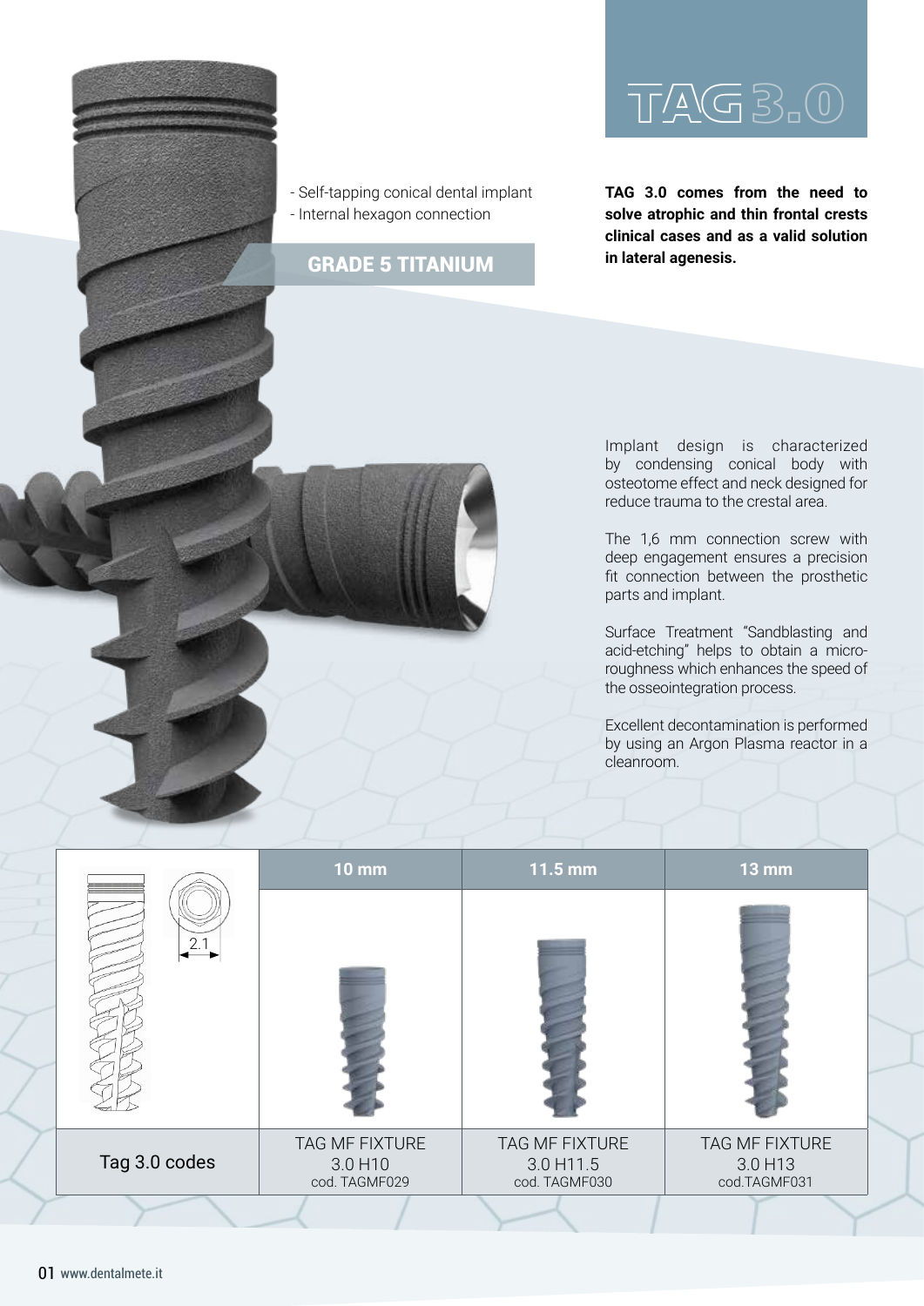# TAG 3.0

- Self-tapping conical dental implant
- Internal hexagon connection

**GRADE 5 TITANIUM**

**TAG 3.0 comes from the need to solve atrophic and thin frontal crests clinical cases and as a valid solution in lateral agenesis.**

Implant design is characterized by condensing conical body with osteotome effect and neck designed for reduce trauma to the crestal area.

The 1,6 mm connection screw with deep engagement ensures a precision fit connection between the prosthetic parts and implant.

Surface Treatment "Sandblasting and acid-etching" helps to obtain a micro-roughness which enhances the speed of the osseointegration process.

Excellent decontamination is performed by using an Argon Plasma reactor in a cleanroom.

| 2.1 | 10 mm | 11.5 mm | 13 mm |
|---|---|---|---|
| Tag 3.0 codes | TAG MF FIXTURE 3.0 H10 cod. TAGMF029 | TAG MF FIXTURE 3.0 H11.5 cod. TAGMF030 | TAG MF FIXTURE 3.0 H13 cod.TAGMF031 |

www.dentalmete.it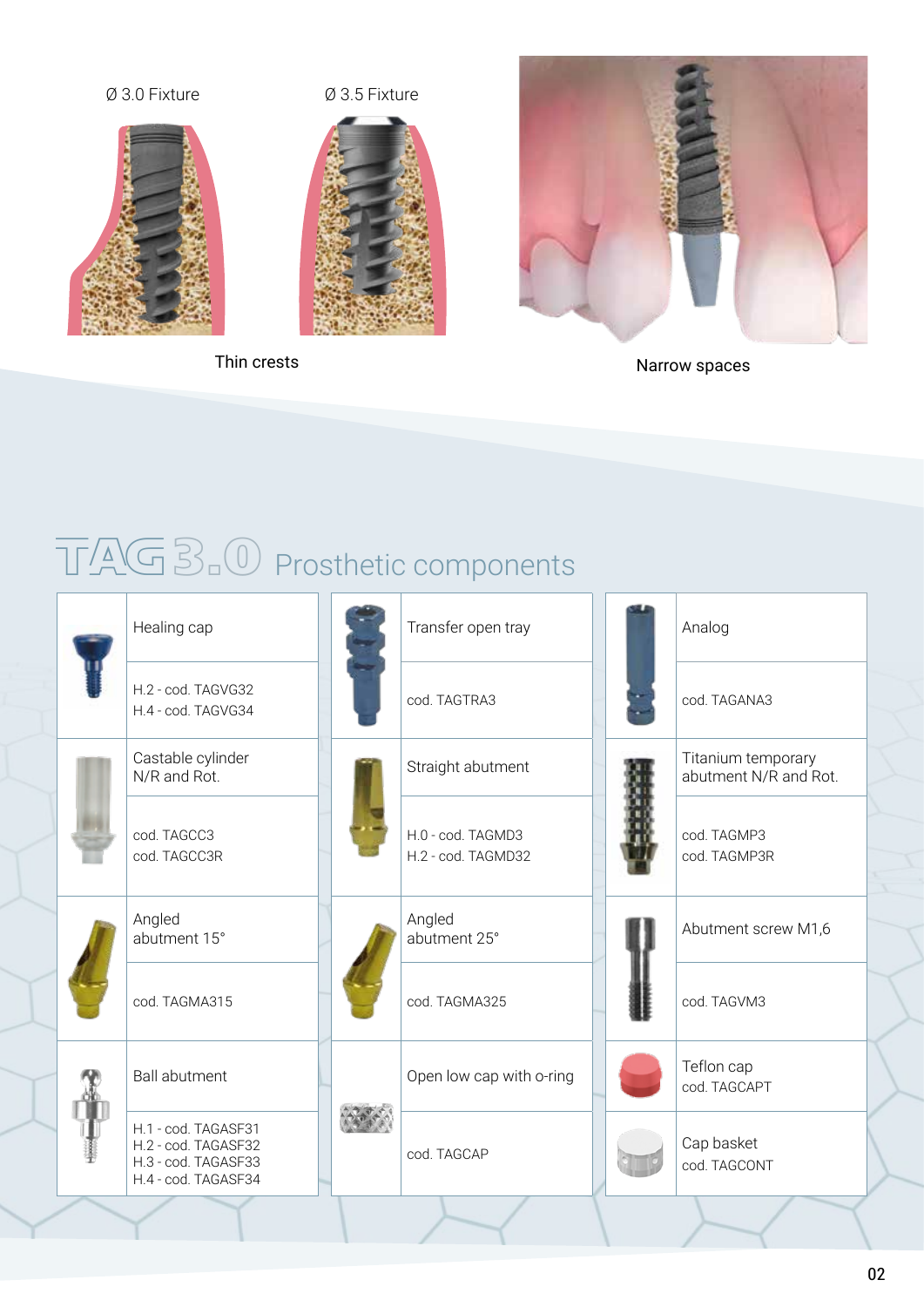Ø 3.0 Fixture

Ø 3.5 Fixture

Thin crests

Narrow spaces

## TAG 3.0 Prosthetic components

| Component | Code | Component | Code | Component | Code |
|---|---|---|---|---|---|
| Healing cap | H.2 - cod. TAGVG32<br>H.4 - cod. TAGVG34 | Transfer open tray | cod. TAGTRA3 | Analog | cod. TAGANA3 |
| Castable cylinder N/R and Rot. | cod. TAGCC3<br>cod. TAGCC3R | Straight abutment | H.0 - cod. TAGMD3<br>H.2 - cod. TAGMD32 | Titanium temporary abutment N/R and Rot. | cod. TAGMP3<br>cod. TAGMP3R |
| Angled abutment 15° | cod. TAGMA315 | Angled abutment 25° | cod. TAGMA325 | Abutment screw M1,6 | cod. TAGVM3 |
| Ball abutment | H.1 - cod. TAGASF31<br>H.2 - cod. TAGASF32<br>H.3 - cod. TAGASF33<br>H.4 - cod. TAGASF34 | Open low cap with o-ring | cod. TAGCAP | Teflon cap | cod. TAGCAPT |
| | | | | Cap basket | cod. TAGCONT |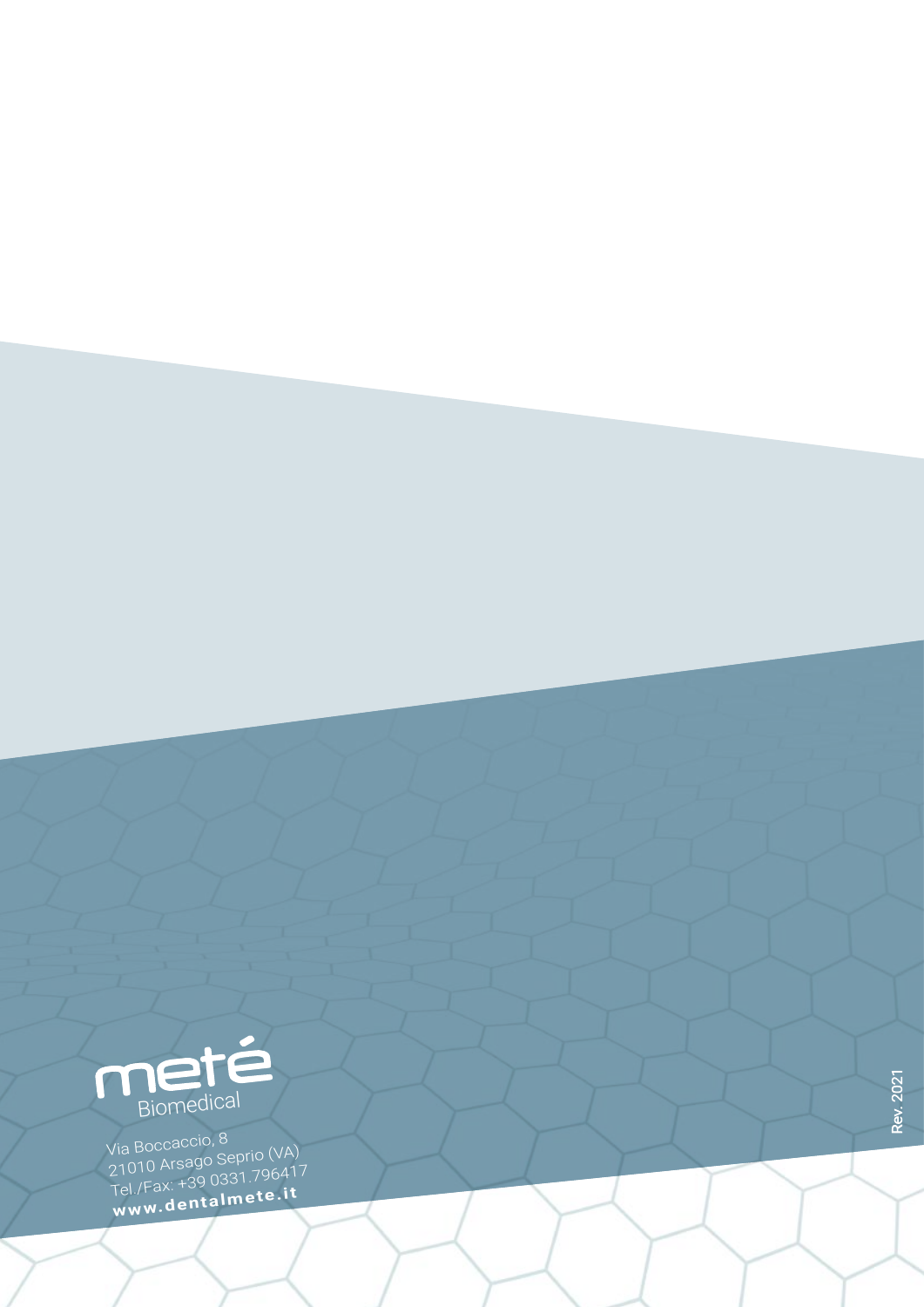meté
Biomedical

Via Boccaccio, 8
21010 Arsago Seprio (VA)
Tel./Fax: +39 0331.796417
**www.dentalmete.it**

Rev. 2021